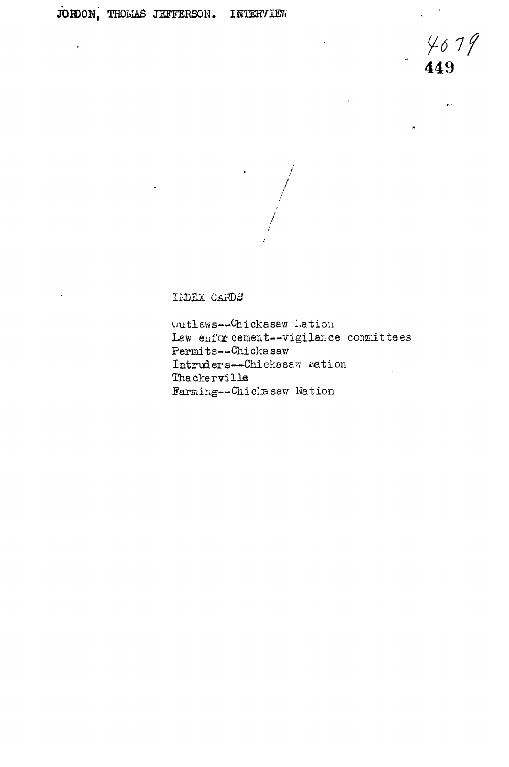JORDON, THOMAS JEFFERSON. INTERVIEW

4079
449

INDEX CARDS

Outlaws--Chickasaw Nation
Law enforcement--vigilance committees
Permits--Chickasaw
Intruders--Chickasaw Nation
Thackerville
Farming--Chickasaw Nation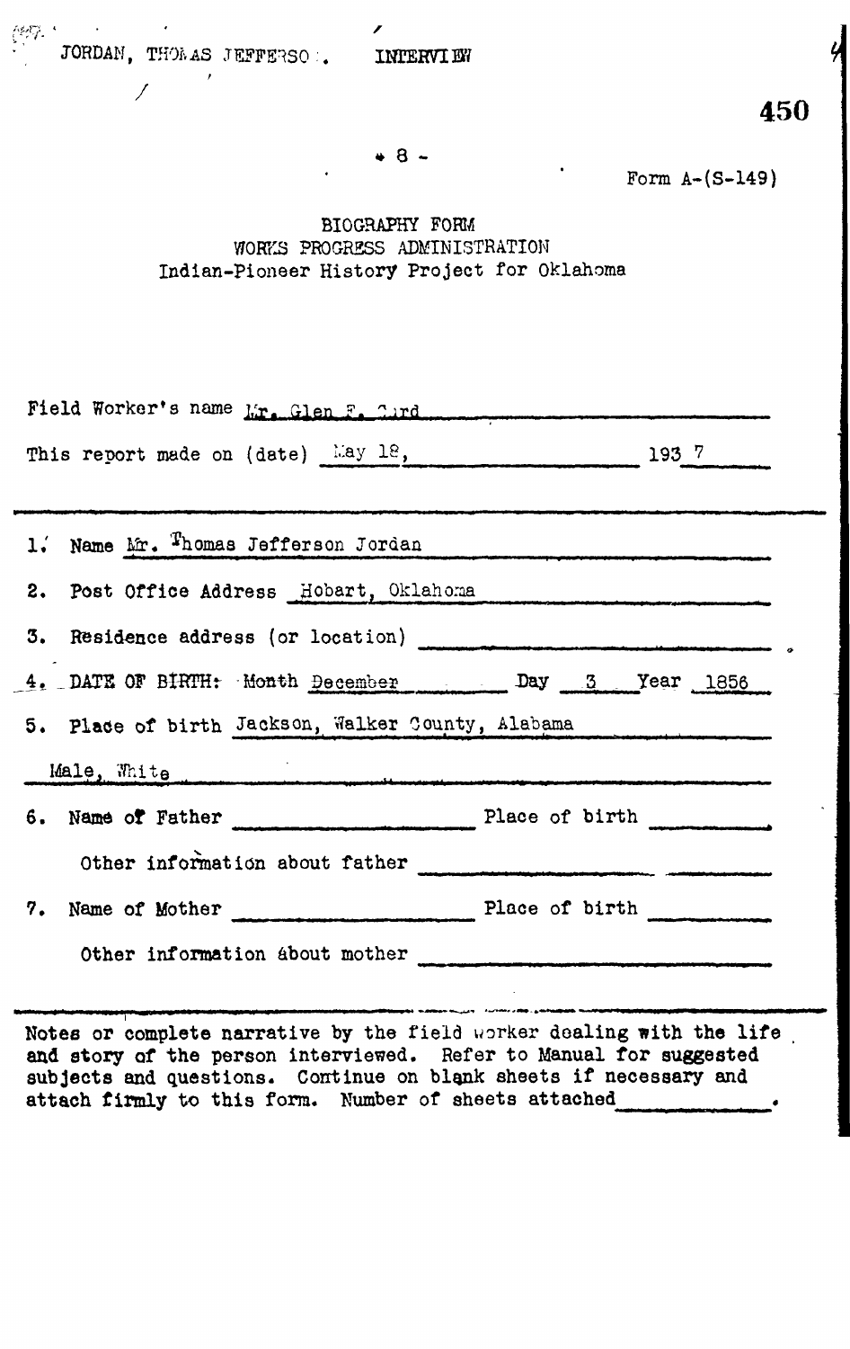JORDAN, THOMAS JEFFERSON. INTERVIEW

450

- 8 -

Form A-(S-149)

BIOGRAPHY FORM
WORKS PROGRESS ADMINISTRATION
Indian-Pioneer History Project for Oklahoma

Field Worker's name Mr. Glen F. Card

This report made on (date) May 18, 1937

1. Name Mr. Thomas Jefferson Jordan
2. Post Office Address Hobart, Oklahoma
3. Residence address (or location) ______
4. DATE OF BIRTH: Month December Day 3 Year 1856
5. Place of birth Jackson, Walker County, Alabama

Male, White

6. Name of Father ______ Place of birth ______

 Other information about father ______

7. Name of Mother ______ Place of birth ______

 Other information about mother ______

Notes or complete narrative by the field worker dealing with the life and story of the person interviewed. Refer to Manual for suggested subjects and questions. Continue on blank sheets if necessary and attach firmly to this form. Number of sheets attached ______.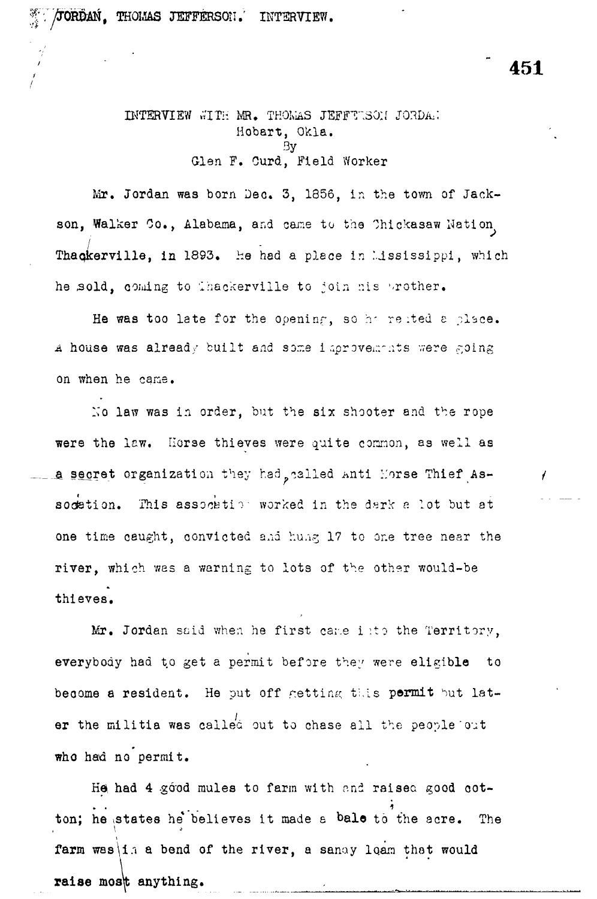JORDAN, THOMAS JEFFERSON. INTERVIEW.

INTERVIEW WITH MR. THOMAS JEFFERSON JORDAN
Hobart, Okla.
By
Glen F. Curd, Field Worker

Mr. Jordan was born Dec. 3, 1856, in the town of Jackson, Walker Co., Alabama, and came to the Chickasaw Nation, Thackerville, in 1893. He had a place in Mississippi, which he sold, coming to Thackerville to join his brother.

He was too late for the opening, so he rented a place. A house was already built and some improvements were going on when he came.

No law was in order, but the six shooter and the rope were the law. Horse thieves were quite common, as well as a secret organization they had, called Anti Horse Thief Association. This association worked in the dark a lot but at one time caught, convicted and hung 17 to one tree near the river, which was a warning to lots of the other would-be thieves.

Mr. Jordan said when he first came into the Territory, everybody had to get a permit before they were eligible to become a resident. He put off getting this permit but later the militia was called out to chase all the people out who had no permit.

He had 4 good mules to farm with and raised good cotton; he states he believes it made a bale to the acre. The farm was in a bend of the river, a sandy loam that would raise most anything.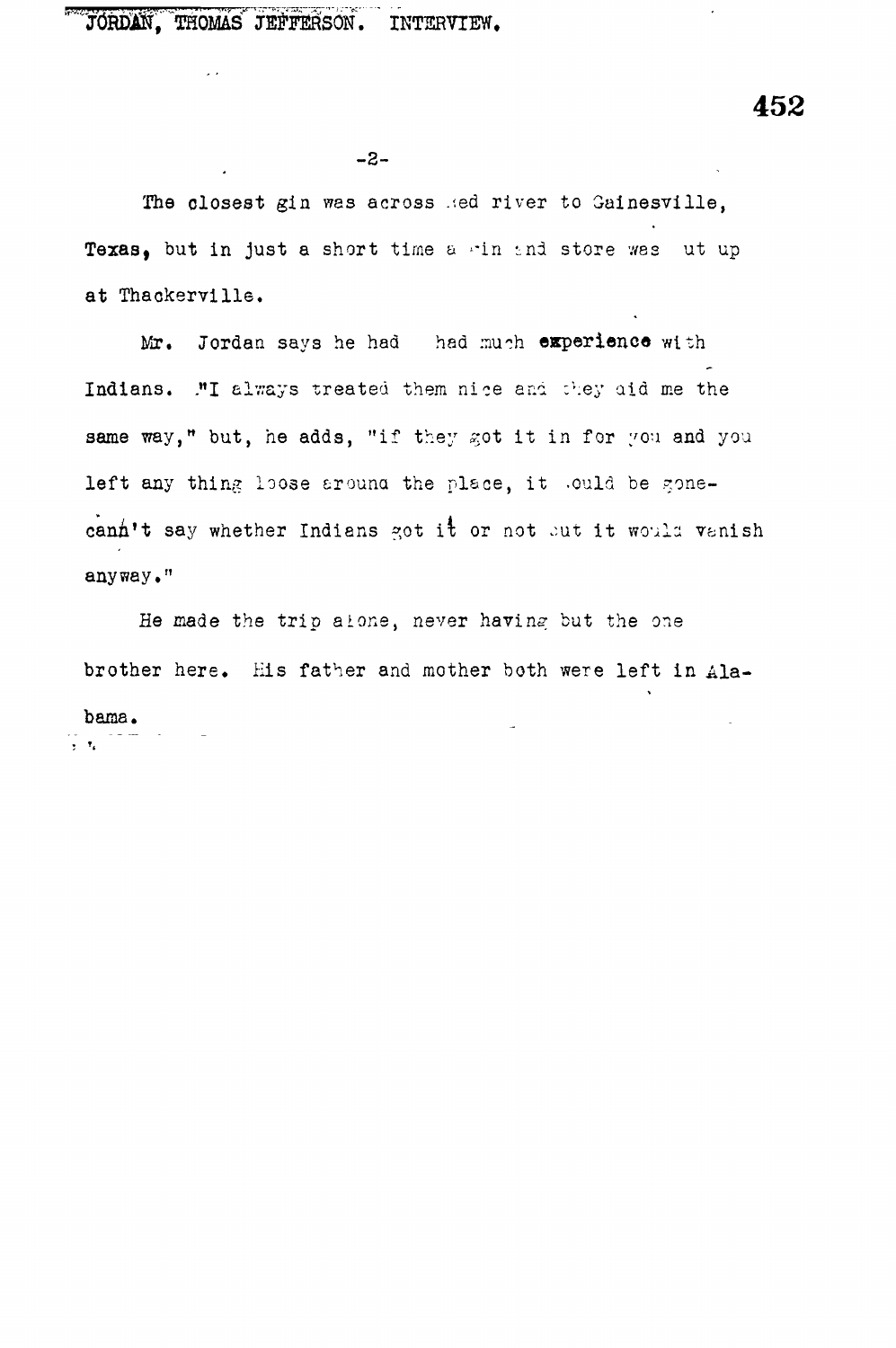The closest gin was across Red river to Gainesville, Texas, but in just a short time a gin and store was put up at Thackerville.

Mr. Jordan says he had had much experience with Indians. "I always treated them nice and they did me the same way," but, he adds, "if they got it in for you and you left any thing loose around the place, it would be gone-cann't say whether Indians got it or not but it would vanish anyway."

He made the trip alone, never having but the one brother here. His father and mother both were left in Alabama.